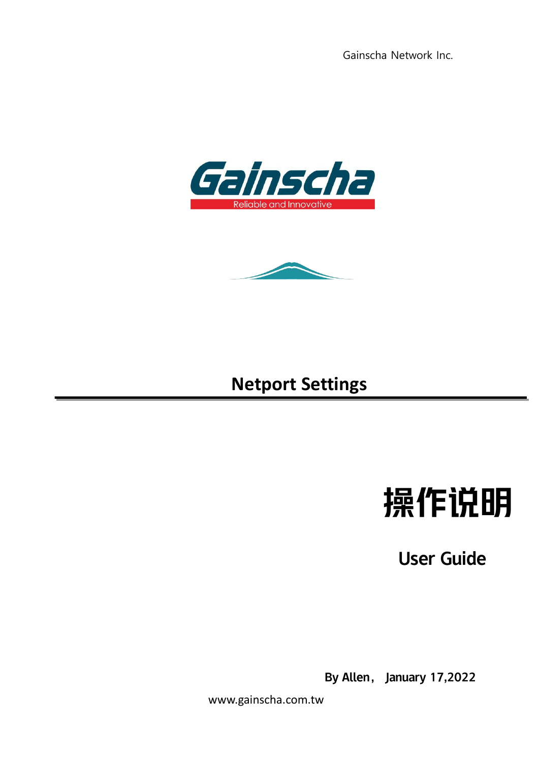Gainscha Network Inc.

Gainscha

Reliable and Innovative

# Netport Settings

# 操作说明

## User Guide

**By Allen， January 17,2022**

www.gainscha.com.tw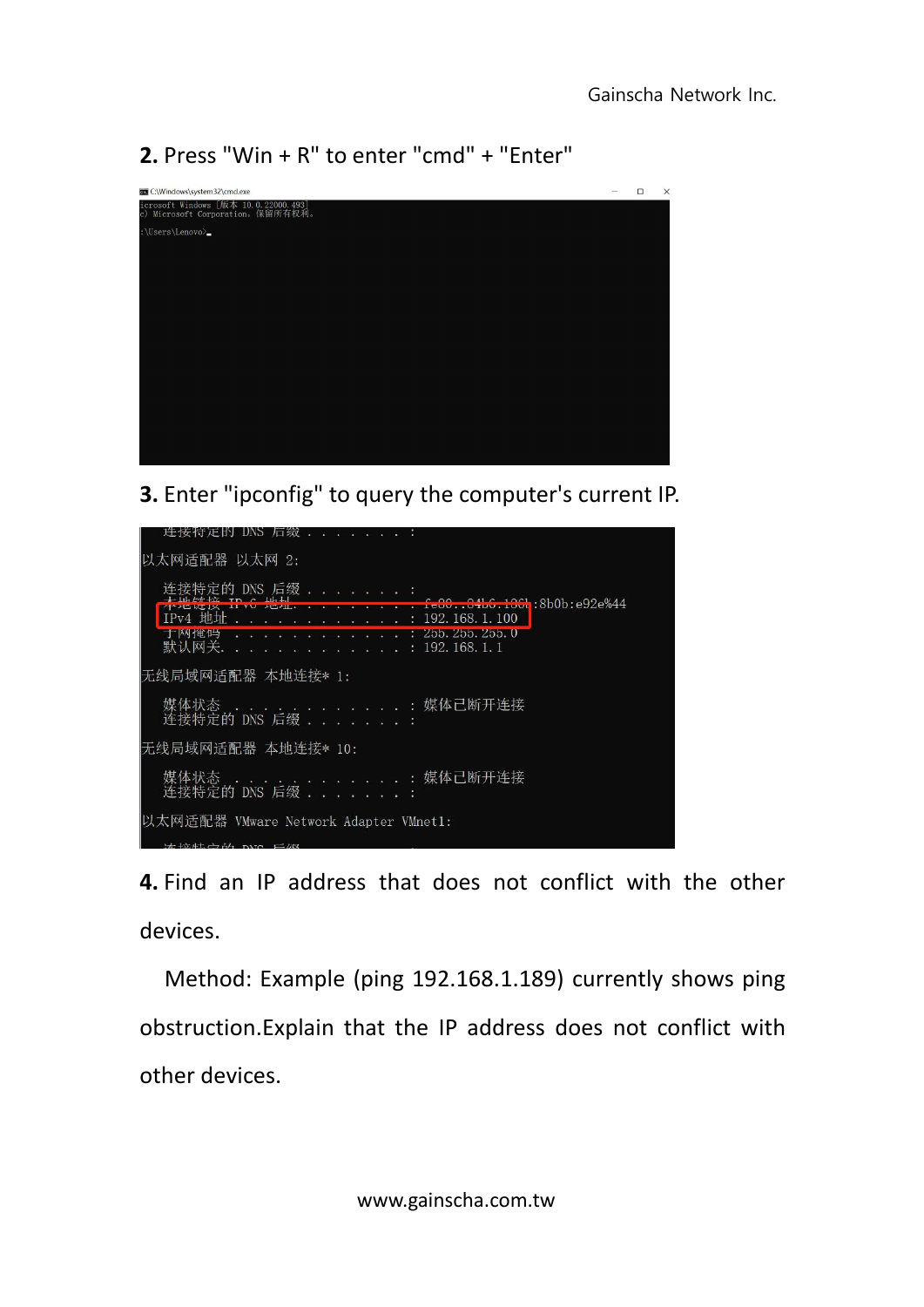**2.** Press "Win + R" to enter "cmd" + "Enter"

```
C:\Windows\system32\cmd.exe
icrosoft Windows [版本 10.0.22000.493]
c) Microsoft Corporation。保留所有权利。

:\Users\Lenovo>_
```

**3.** Enter "ipconfig" to query the computer's current IP.

```
   连接特定的 DNS 后缀 . . . . . . . :

以太网适配器 以太网 2:

   连接特定的 DNS 后缀 . . . . . . . :
   本地链接 IPv6 地址. . . . . . . . : fe80::94b6:186b:8b0b:e92e%44
   IPv4 地址 . . . . . . . . . . . . : 192.168.1.100
   子网掩码  . . . . . . . . . . . . : 255.255.255.0
   默认网关. . . . . . . . . . . . . : 192.168.1.1

无线局域网适配器 本地连接* 1:

   媒体状态  . . . . . . . . . . . . : 媒体已断开连接
   连接特定的 DNS 后缀 . . . . . . . :

无线局域网适配器 本地连接* 10:

   媒体状态  . . . . . . . . . . . . : 媒体已断开连接
   连接特定的 DNS 后缀 . . . . . . . :

以太网适配器 VMware Network Adapter VMnet1:

   连接特定的 DNS 后缀
```

**4.** Find an IP address that does not conflict with the other devices.

Method: Example (ping 192.168.1.189) currently shows ping obstruction.Explain that the IP address does not conflict with other devices.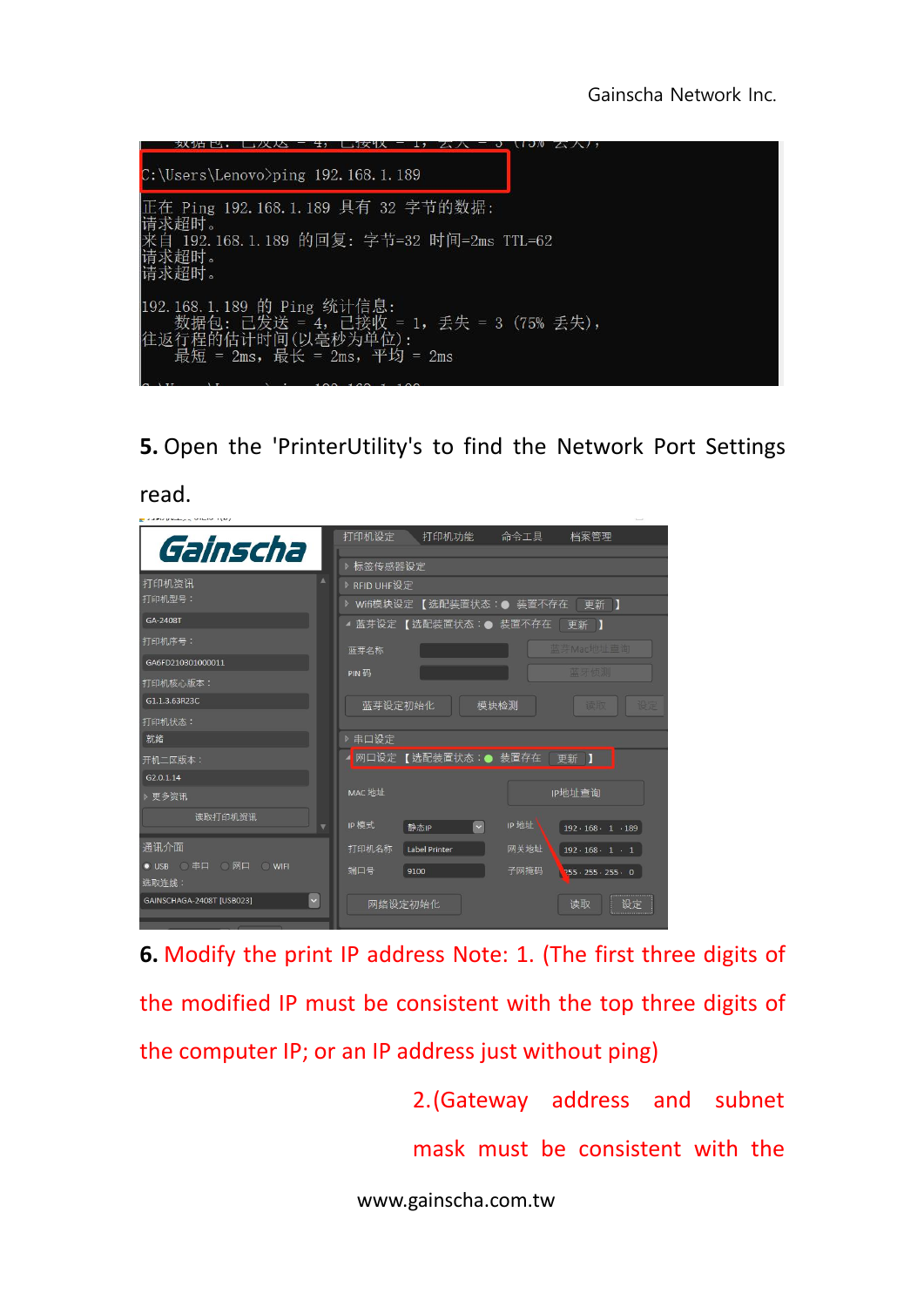5. Open the 'PrinterUtility's to find the Network Port Settings read.

6. Modify the print IP address Note: 1. (The first three digits of the modified IP must be consistent with the top three digits of the computer IP; or an IP address just without ping)

2.(Gateway address and subnet mask must be consistent with the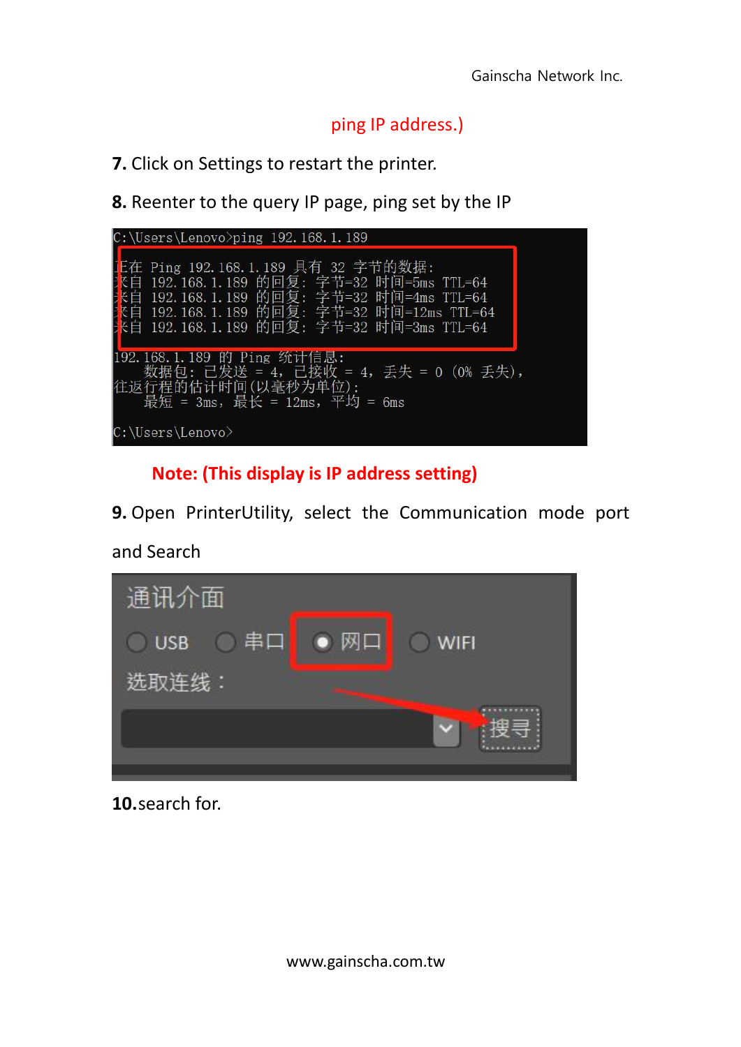ping IP address.)

**7.** Click on Settings to restart the printer.

**8.** Reenter to the query IP page, ping set by the IP

```
C:\Users\Lenovo>ping 192.168.1.189

正在 Ping 192.168.1.189 具有 32 字节的数据:
来自 192.168.1.189 的回复: 字节=32 时间=5ms TTL=64
来自 192.168.1.189 的回复: 字节=32 时间=4ms TTL=64
来自 192.168.1.189 的回复: 字节=32 时间=12ms TTL=64
来自 192.168.1.189 的回复: 字节=32 时间=3ms TTL=64

192.168.1.189 的 Ping 统计信息:
    数据包: 已发送 = 4, 已接收 = 4, 丢失 = 0 (0% 丢失),
往返行程的估计时间(以毫秒为单位):
    最短 = 3ms, 最长 = 12ms, 平均 = 6ms

C:\Users\Lenovo>
```

**Note: (This display is IP address setting)**

**9.** Open PrinterUtility, select the Communication mode port and Search

**10.**search for.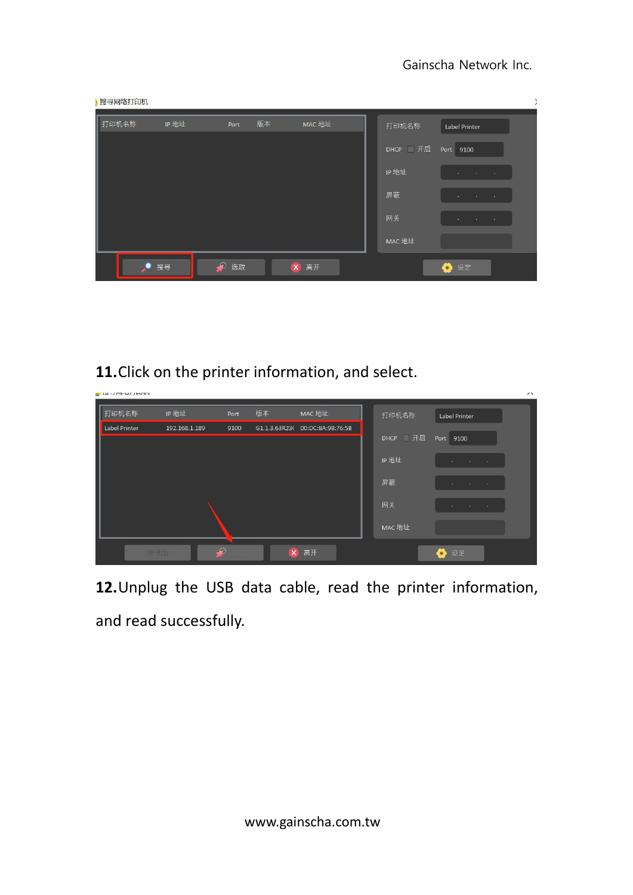**11.**Click on the printer information, and select.

**12.**Unplug the USB data cable, read the printer information, and read successfully.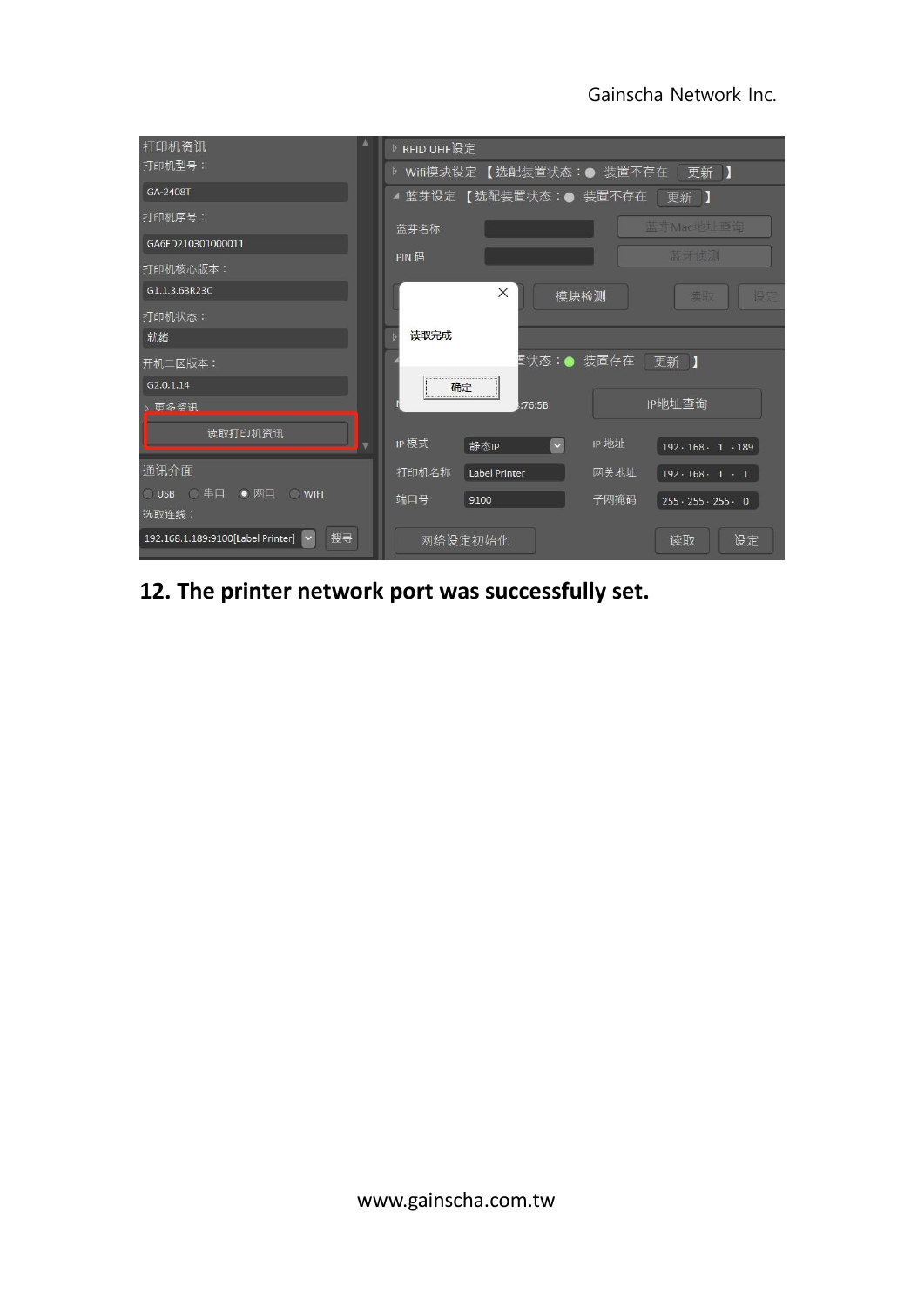**12. The printer network port was successfully set.**